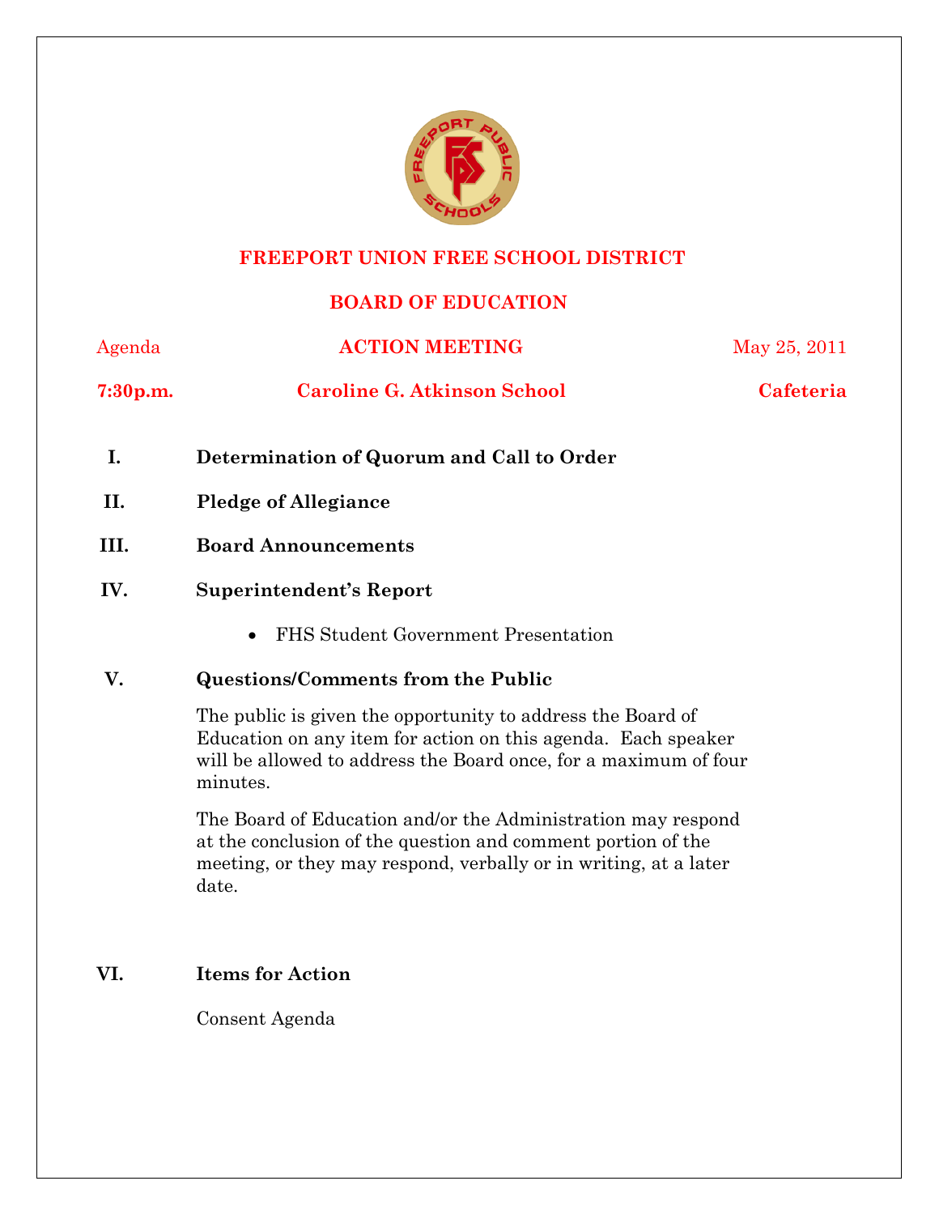# FREEPORT UNION FREE SCHOOL DISTRICT

## BOARD OF EDUCATION

Agenda **ACTION MEETING** May 25, 2011

**7:30p.m.** **Caroline G. Atkinson School** **Cafeteria**

**I. Determination of Quorum and Call to Order**

**II. Pledge of Allegiance**

**III. Board Announcements**

**IV. Superintendent's Report**

- FHS Student Government Presentation

**V. Questions/Comments from the Public**

The public is given the opportunity to address the Board of Education on any item for action on this agenda. Each speaker will be allowed to address the Board once, for a maximum of four minutes.

The Board of Education and/or the Administration may respond at the conclusion of the question and comment portion of the meeting, or they may respond, verbally or in writing, at a later date.

**VI. Items for Action**

Consent Agenda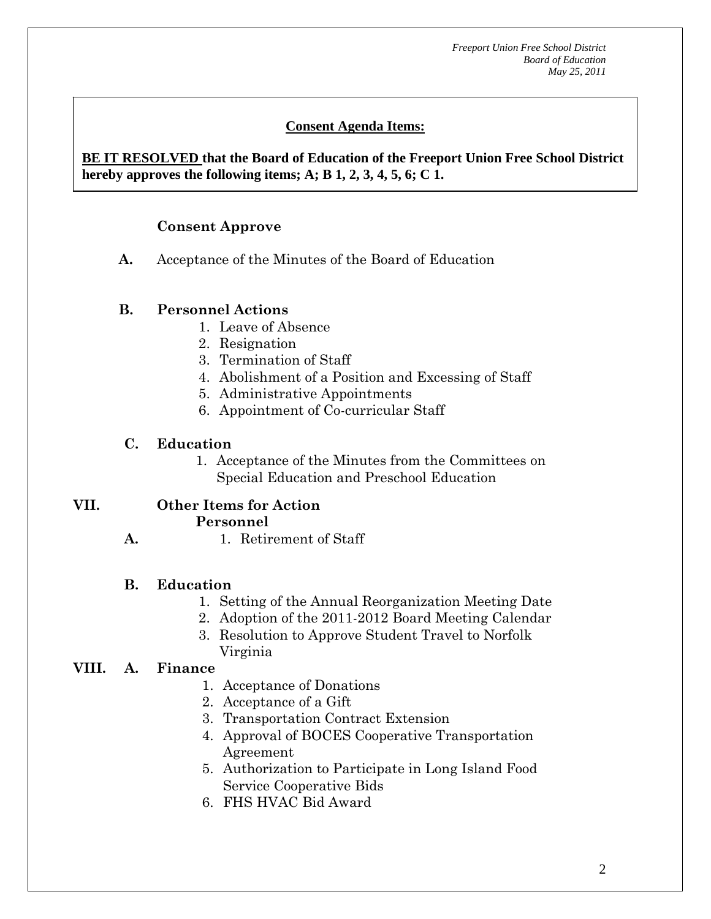**Consent Agenda Items:**

**BE IT RESOLVED that the Board of Education of the Freeport Union Free School District hereby approves the following items; A; B 1, 2, 3, 4, 5, 6; C 1.**

**Consent Approve**

**A.** Acceptance of the Minutes of the Board of Education

**B. Personnel Actions**

1. Leave of Absence
2. Resignation
3. Termination of Staff
4. Abolishment of a Position and Excessing of Staff
5. Administrative Appointments
6. Appointment of Co-curricular Staff

**C. Education**

1. Acceptance of the Minutes from the Committees on Special Education and Preschool Education

## VII. Other Items for Action

**Personnel**

**A.**

1. Retirement of Staff

**B. Education**

1. Setting of the Annual Reorganization Meeting Date
2. Adoption of the 2011-2012 Board Meeting Calendar
3. Resolution to Approve Student Travel to Norfolk Virginia

## VIII. A. Finance

1. Acceptance of Donations
2. Acceptance of a Gift
3. Transportation Contract Extension
4. Approval of BOCES Cooperative Transportation Agreement
5. Authorization to Participate in Long Island Food Service Cooperative Bids
6. FHS HVAC Bid Award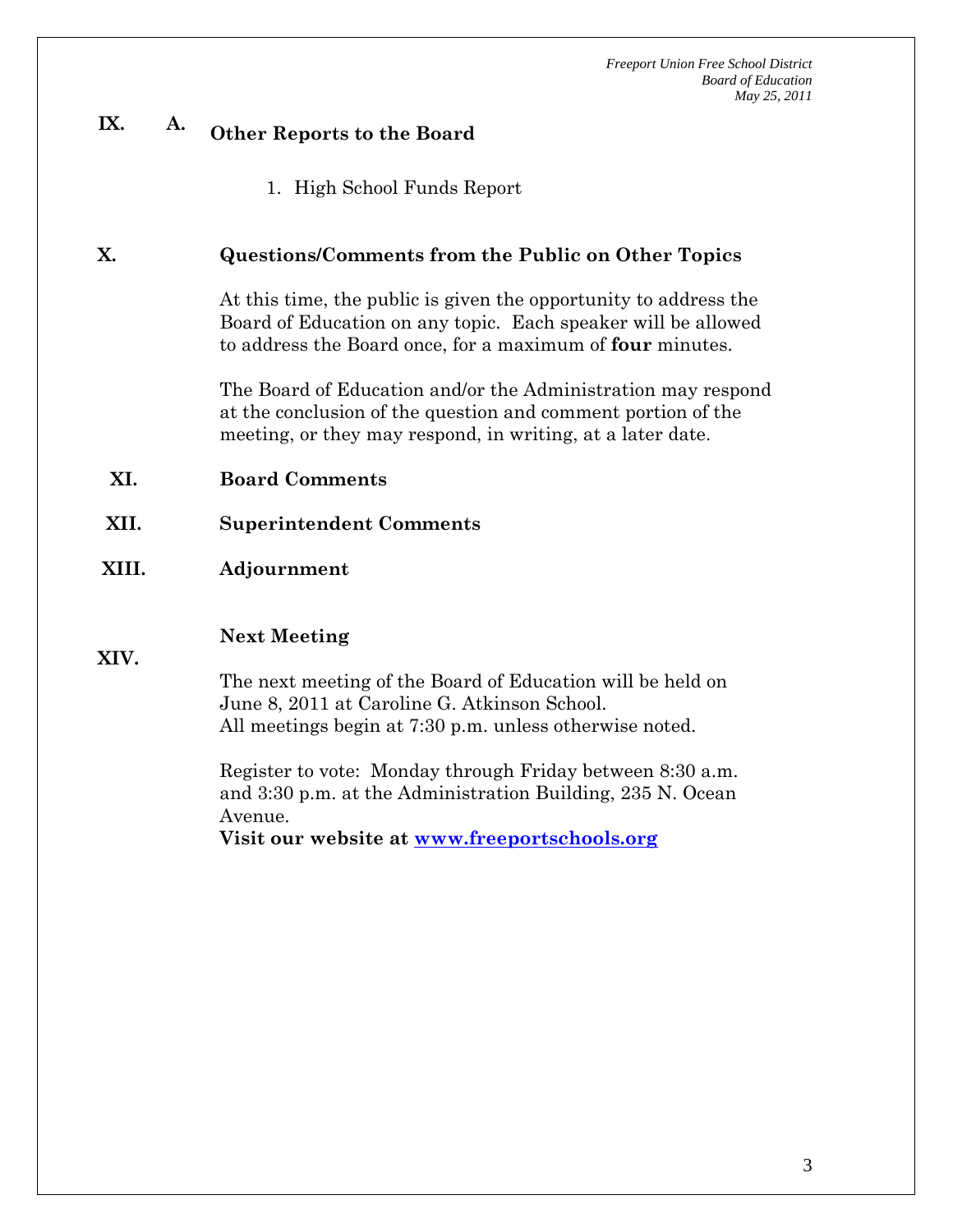## IX. A. Other Reports to the Board

1. High School Funds Report

## X. Questions/Comments from the Public on Other Topics

At this time, the public is given the opportunity to address the Board of Education on any topic. Each speaker will be allowed to address the Board once, for a maximum of **four** minutes.

The Board of Education and/or the Administration may respond at the conclusion of the question and comment portion of the meeting, or they may respond, in writing, at a later date.

## XI. Board Comments

## XII. Superintendent Comments

## XIII. Adjournment

## XIV. Next Meeting

The next meeting of the Board of Education will be held on June 8, 2011 at Caroline G. Atkinson School.
All meetings begin at 7:30 p.m. unless otherwise noted.

Register to vote: Monday through Friday between 8:30 a.m. and 3:30 p.m. at the Administration Building, 235 N. Ocean Avenue.
**Visit our website at [www.freeportschools.org](http://www.freeportschools.org)**